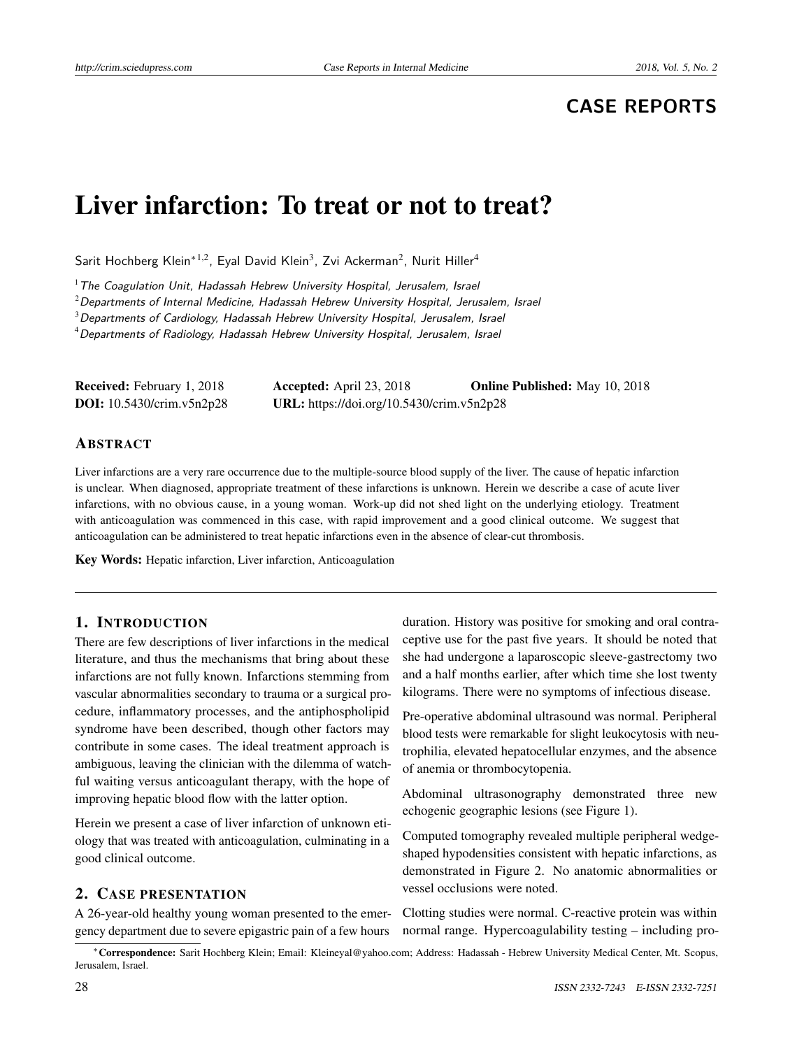CASE REPORTS

# Liver infarction: To treat or not to treat?

Sarit Hochberg Klein*[1,2], Eyal David Klein[3], Zvi Ackerman[2], Nurit Hiller[4]

[1] *The Coagulation Unit, Hadassah Hebrew University Hospital, Jerusalem, Israel*
[2] *Departments of Internal Medicine, Hadassah Hebrew University Hospital, Jerusalem, Israel*
[3] *Departments of Cardiology, Hadassah Hebrew University Hospital, Jerusalem, Israel*
[4] *Departments of Radiology, Hadassah Hebrew University Hospital, Jerusalem, Israel*

**Received:** February 1, 2018 **Accepted:** April 23, 2018 **Online Published:** May 10, 2018
**DOI:** 10.5430/crim.v5n2p28 **URL:** https://doi.org/10.5430/crim.v5n2p28

## ABSTRACT

Liver infarctions are a very rare occurrence due to the multiple-source blood supply of the liver. The cause of hepatic infarction is unclear. When diagnosed, appropriate treatment of these infarctions is unknown. Herein we describe a case of acute liver infarctions, with no obvious cause, in a young woman. Work-up did not shed light on the underlying etiology. Treatment with anticoagulation was commenced in this case, with rapid improvement and a good clinical outcome. We suggest that anticoagulation can be administered to treat hepatic infarctions even in the absence of clear-cut thrombosis.

**Key Words:** Hepatic infarction, Liver infarction, Anticoagulation

## 1. INTRODUCTION

There are few descriptions of liver infarctions in the medical literature, and thus the mechanisms that bring about these infarctions are not fully known. Infarctions stemming from vascular abnormalities secondary to trauma or a surgical procedure, inflammatory processes, and the antiphospholipid syndrome have been described, though other factors may contribute in some cases. The ideal treatment approach is ambiguous, leaving the clinician with the dilemma of watchful waiting versus anticoagulant therapy, with the hope of improving hepatic blood flow with the latter option.

Herein we present a case of liver infarction of unknown etiology that was treated with anticoagulation, culminating in a good clinical outcome.

## 2. CASE PRESENTATION

A 26-year-old healthy young woman presented to the emergency department due to severe epigastric pain of a few hours duration. History was positive for smoking and oral contraceptive use for the past five years. It should be noted that she had undergone a laparoscopic sleeve-gastrectomy two and a half months earlier, after which time she lost twenty kilograms. There were no symptoms of infectious disease.

Pre-operative abdominal ultrasound was normal. Peripheral blood tests were remarkable for slight leukocytosis with neutrophilia, elevated hepatocellular enzymes, and the absence of anemia or thrombocytopenia.

Abdominal ultrasonography demonstrated three new echogenic geographic lesions (see Figure 1).

Computed tomography revealed multiple peripheral wedge-shaped hypodensities consistent with hepatic infarctions, as demonstrated in Figure 2. No anatomic abnormalities or vessel occlusions were noted.

Clotting studies were normal. C-reactive protein was within normal range. Hypercoagulability testing – including pro-

*Correspondence: Sarit Hochberg Klein; Email: Kleineyal@yahoo.com; Address: Hadassah - Hebrew University Medical Center, Mt. Scopus, Jerusalem, Israel.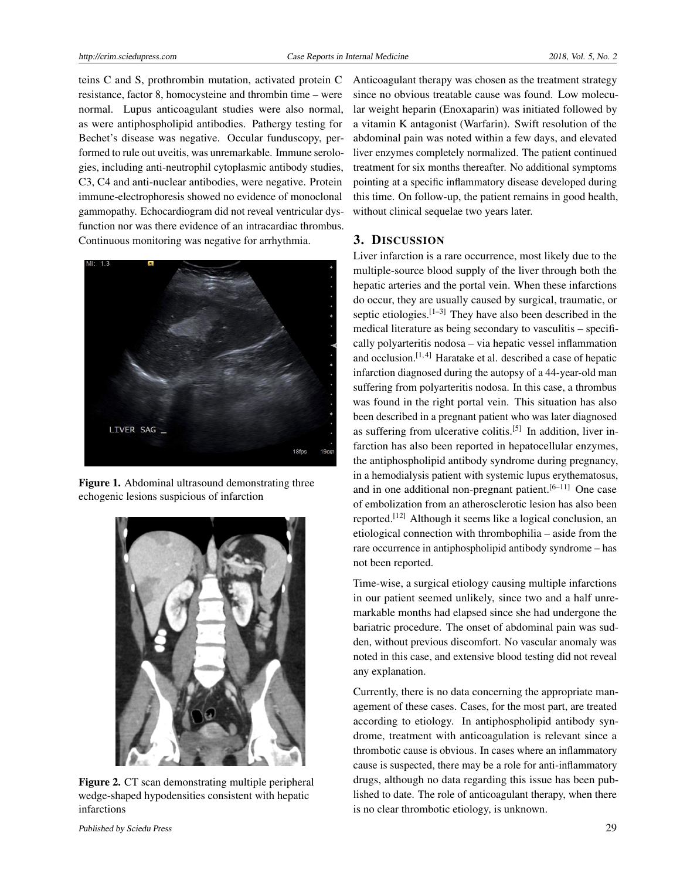teins C and S, prothrombin mutation, activated protein C resistance, factor 8, homocysteine and thrombin time – were normal. Lupus anticoagulant studies were also normal, as were antiphospholipid antibodies. Pathergy testing for Bechet's disease was negative. Occular funduscopy, performed to rule out uveitis, was unremarkable. Immune serologies, including anti-neutrophil cytoplasmic antibody studies, C3, C4 and anti-nuclear antibodies, were negative. Protein immune-electrophoresis showed no evidence of monoclonal gammopathy. Echocardiogram did not reveal ventricular dysfunction nor was there evidence of an intracardiac thrombus. Continuous monitoring was negative for arrhythmia.

**Figure 1.** Abdominal ultrasound demonstrating three echogenic lesions suspicious of infarction

**Figure 2.** CT scan demonstrating multiple peripheral wedge-shaped hypodensities consistent with hepatic infarctions

Anticoagulant therapy was chosen as the treatment strategy since no obvious treatable cause was found. Low molecular weight heparin (Enoxaparin) was initiated followed by a vitamin K antagonist (Warfarin). Swift resolution of the abdominal pain was noted within a few days, and elevated liver enzymes completely normalized. The patient continued treatment for six months thereafter. No additional symptoms pointing at a specific inflammatory disease developed during this time. On follow-up, the patient remains in good health, without clinical sequelae two years later.

## 3. Discussion

Liver infarction is a rare occurrence, most likely due to the multiple-source blood supply of the liver through both the hepatic arteries and the portal vein. When these infarctions do occur, they are usually caused by surgical, traumatic, or septic etiologies.[1–3] They have also been described in the medical literature as being secondary to vasculitis – specifically polyarteritis nodosa – via hepatic vessel inflammation and occlusion.[1,4] Haratake et al. described a case of hepatic infarction diagnosed during the autopsy of a 44-year-old man suffering from polyarteritis nodosa. In this case, a thrombus was found in the right portal vein. This situation has also been described in a pregnant patient who was later diagnosed as suffering from ulcerative colitis.[5] In addition, liver infarction has also been reported in hepatocellular enzymes, the antiphospholipid antibody syndrome during pregnancy, in a hemodialysis patient with systemic lupus erythematosus, and in one additional non-pregnant patient.[6–11] One case of embolization from an atherosclerotic lesion has also been reported.[12] Although it seems like a logical conclusion, an etiological connection with thrombophilia – aside from the rare occurrence in antiphospholipid antibody syndrome – has not been reported.

Time-wise, a surgical etiology causing multiple infarctions in our patient seemed unlikely, since two and a half unremarkable months had elapsed since she had undergone the bariatric procedure. The onset of abdominal pain was sudden, without previous discomfort. No vascular anomaly was noted in this case, and extensive blood testing did not reveal any explanation.

Currently, there is no data concerning the appropriate management of these cases. Cases, for the most part, are treated according to etiology. In antiphospholipid antibody syndrome, treatment with anticoagulation is relevant since a thrombotic cause is obvious. In cases where an inflammatory cause is suspected, there may be a role for anti-inflammatory drugs, although no data regarding this issue has been published to date. The role of anticoagulant therapy, when there is no clear thrombotic etiology, is unknown.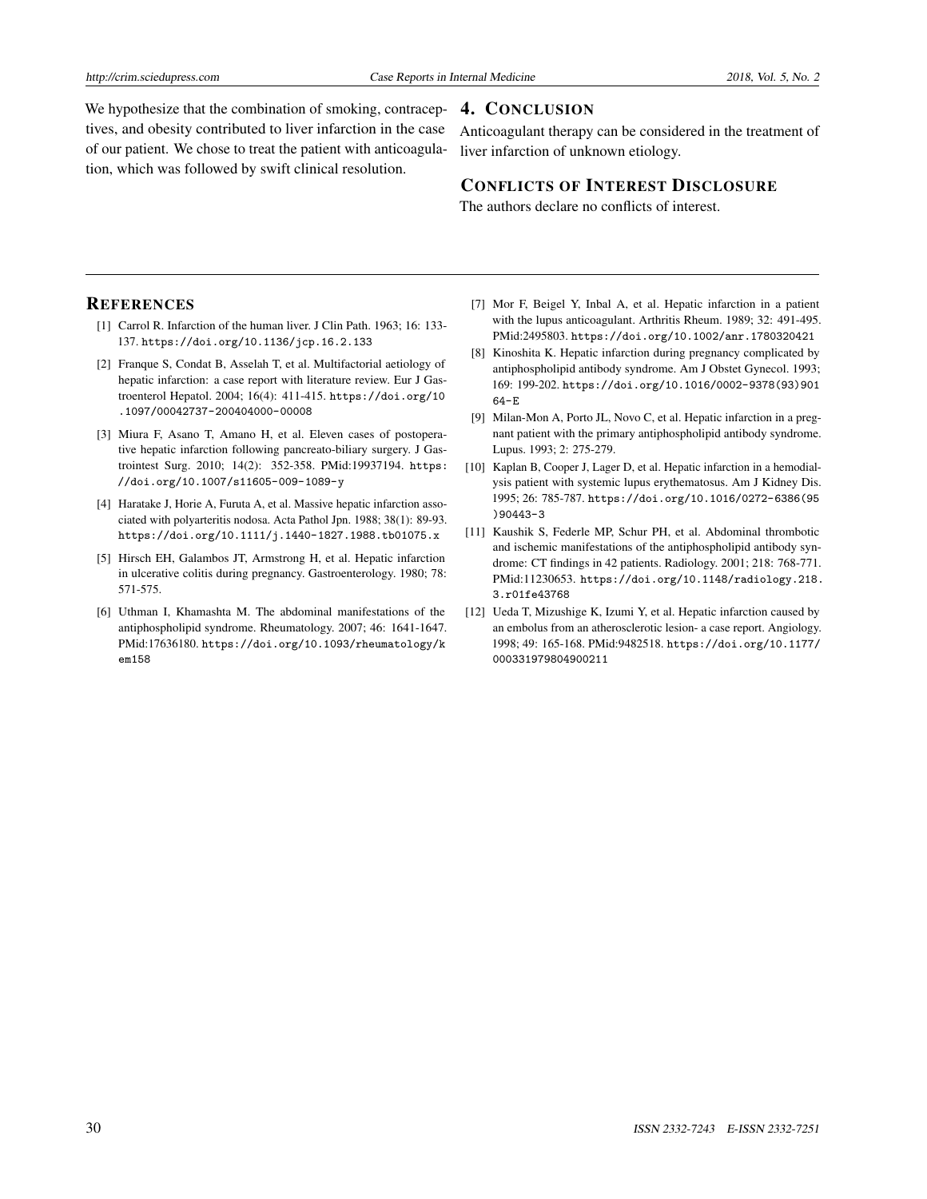We hypothesize that the combination of smoking, contraceptives, and obesity contributed to liver infarction in the case of our patient. We chose to treat the patient with anticoagulation, which was followed by swift clinical resolution.

## 4. CONCLUSION

Anticoagulant therapy can be considered in the treatment of liver infarction of unknown etiology.

## CONFLICTS OF INTEREST DISCLOSURE

The authors declare no conflicts of interest.

## REFERENCES

[1] Carrol R. Infarction of the human liver. J Clin Path. 1963; 16: 133-137. https://doi.org/10.1136/jcp.16.2.133

[2] Franque S, Condat B, Asselah T, et al. Multifactorial aetiology of hepatic infarction: a case report with literature review. Eur J Gastroenterol Hepatol. 2004; 16(4): 411-415. https://doi.org/10.1097/00042737-200404000-00008

[3] Miura F, Asano T, Amano H, et al. Eleven cases of postoperative hepatic infarction following pancreato-biliary surgery. J Gastrointest Surg. 2010; 14(2): 352-358. PMid:19937194. https://doi.org/10.1007/s11605-009-1089-y

[4] Haratake J, Horie A, Furuta A, et al. Massive hepatic infarction associated with polyarteritis nodosa. Acta Pathol Jpn. 1988; 38(1): 89-93. https://doi.org/10.1111/j.1440-1827.1988.tb01075.x

[5] Hirsch EH, Galambos JT, Armstrong H, et al. Hepatic infarction in ulcerative colitis during pregnancy. Gastroenterology. 1980; 78: 571-575.

[6] Uthman I, Khamashta M. The abdominal manifestations of the antiphospholipid syndrome. Rheumatology. 2007; 46: 1641-1647. PMid:17636180. https://doi.org/10.1093/rheumatology/kem158

[7] Mor F, Beigel Y, Inbal A, et al. Hepatic infarction in a patient with the lupus anticoagulant. Arthritis Rheum. 1989; 32: 491-495. PMid:2495803. https://doi.org/10.1002/anr.1780320421

[8] Kinoshita K. Hepatic infarction during pregnancy complicated by antiphospholipid antibody syndrome. Am J Obstet Gynecol. 1993; 169: 199-202. https://doi.org/10.1016/0002-9378(93)90164-E

[9] Milan-Mon A, Porto JL, Novo C, et al. Hepatic infarction in a pregnant patient with the primary antiphospholipid antibody syndrome. Lupus. 1993; 2: 275-279.

[10] Kaplan B, Cooper J, Lager D, et al. Hepatic infarction in a hemodialysis patient with systemic lupus erythematosus. Am J Kidney Dis. 1995; 26: 785-787. https://doi.org/10.1016/0272-6386(95)90443-3

[11] Kaushik S, Federle MP, Schur PH, et al. Abdominal thrombotic and ischemic manifestations of the antiphospholipid antibody syndrome: CT findings in 42 patients. Radiology. 2001; 218: 768-771. PMid:11230653. https://doi.org/10.1148/radiology.218.3.r01fe43768

[12] Ueda T, Mizushige K, Izumi Y, et al. Hepatic infarction caused by an embolus from an atherosclerotic lesion- a case report. Angiology. 1998; 49: 165-168. PMid:9482518. https://doi.org/10.1177/000331979804900211